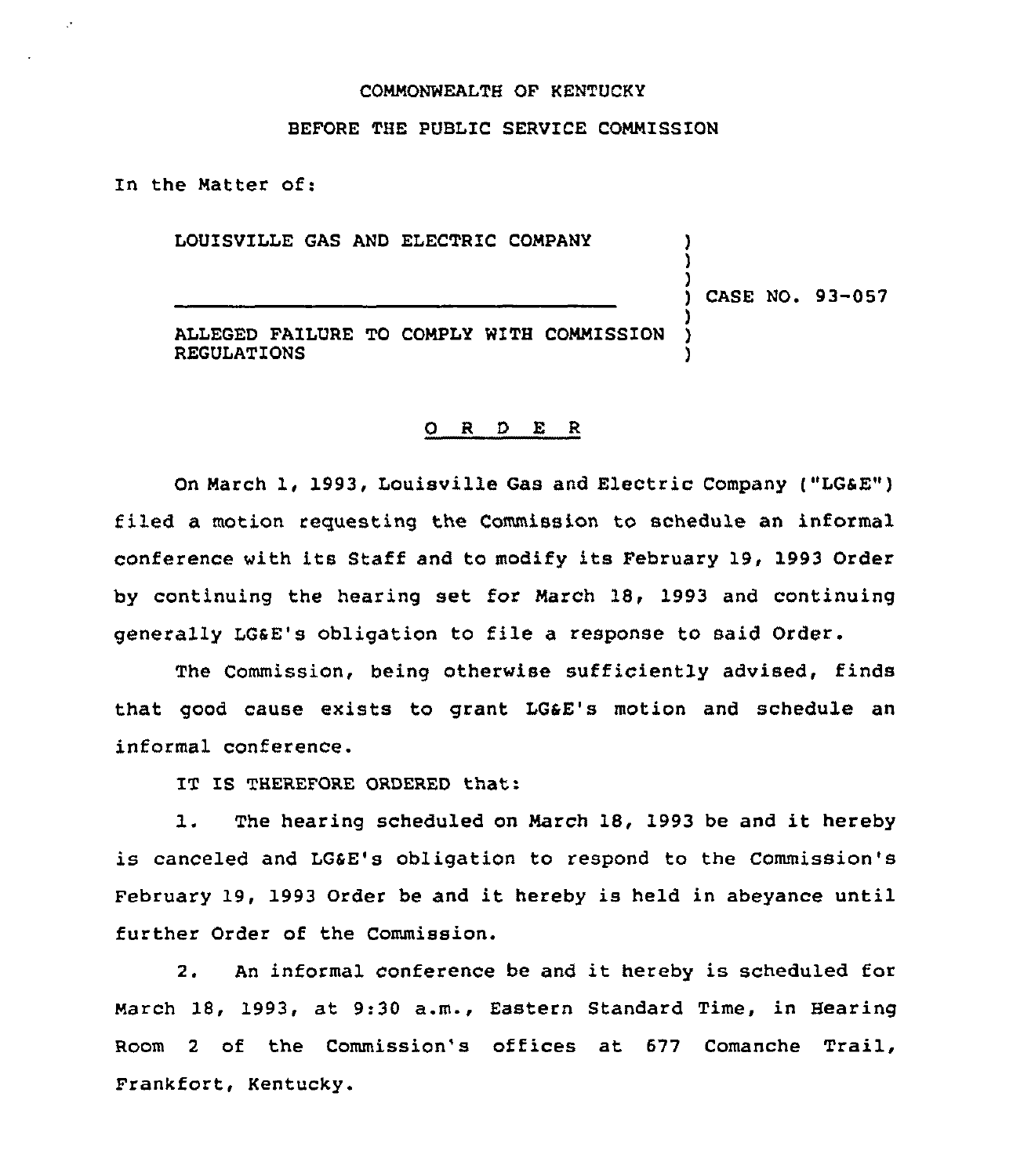COMMONWEALTH OF KENTUCKY

BEFORE THE PUBLIC SERVICE COMMISSION

In the Matter of:

LOUISVILLE GAS AND ELECTRIC COMPANY

ALLEGED FAILURE TO COMPLY WITH COMMISSION REGULATIONS

) CASE NO. 93-057

O R D E R

On March 1, 1993, Louisville Gas and Electric Company ("LG&E") filed a motion requesting the Commission to schedule an informal conference with its Staff and to modify its February 19, 1993 Order by continuing the hearing set for March 18, 1993 and continuing generally LG&E's obligation to file a response to said Order.

The Commission, being otherwise sufficiently advised, finds that good cause exists to grant LG&E's motion and schedule an informal conference.

IT IS THEREFORE ORDERED that:

1. The hearing scheduled on March 18, 1993 be and it hereby is canceled and LG&E's obligation to respond to the Commission's February 19, 1993 Order be and it hereby is held in abeyance until further Order of the Commission.

2. An informal conference be and it hereby is scheduled for March 18, 1993, at 9:30 a.m., Eastern Standard Time, in Hearing Room 2 of the Commission's offices at 677 Comanche Trail, Frankfort, Kentucky.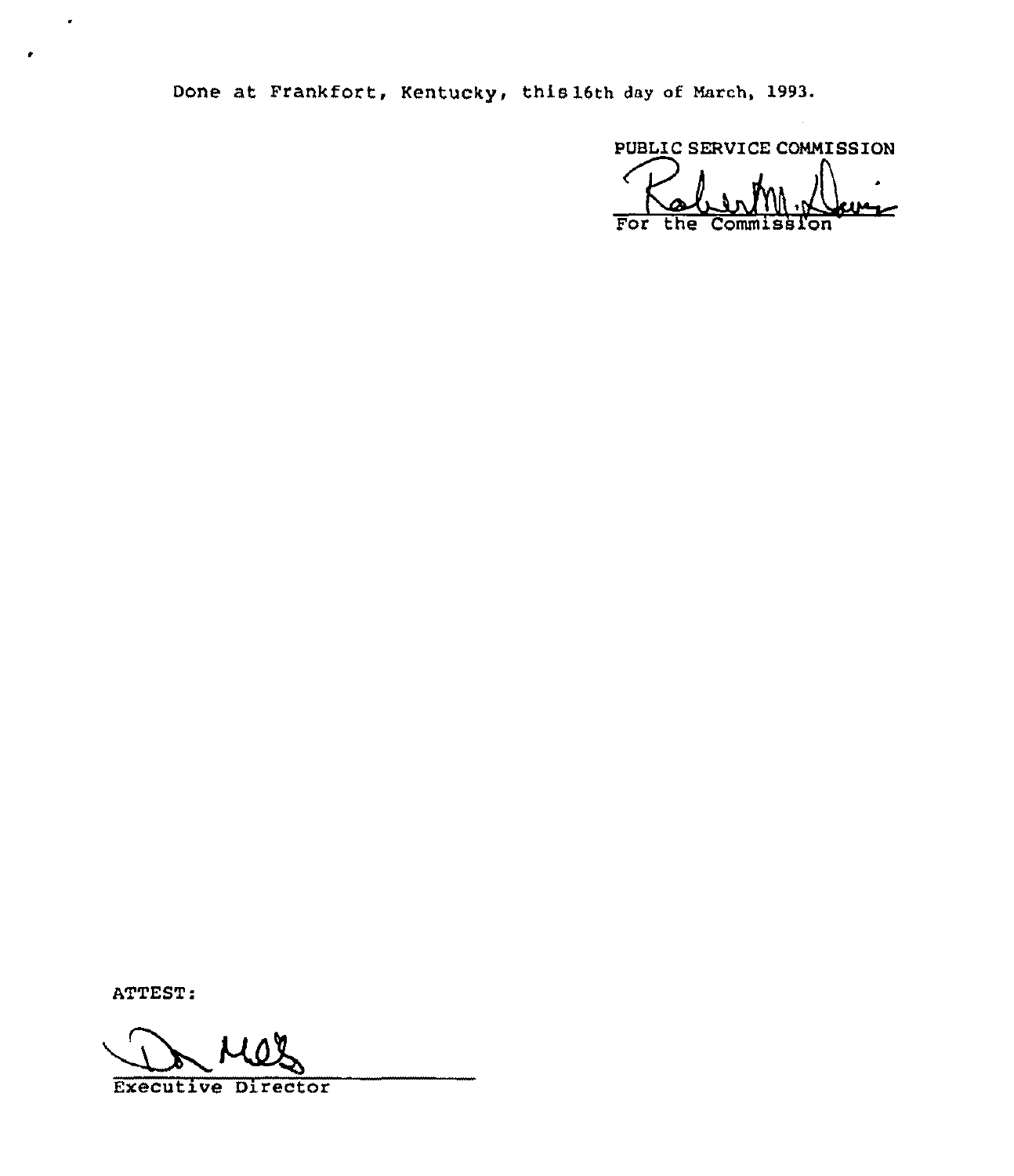Done at Frankfort, Kentucky, this 16th day of March, 1993.

PUBLIC SERVICE COMMISSION

For the Commission

ATTEST:

Executive Director